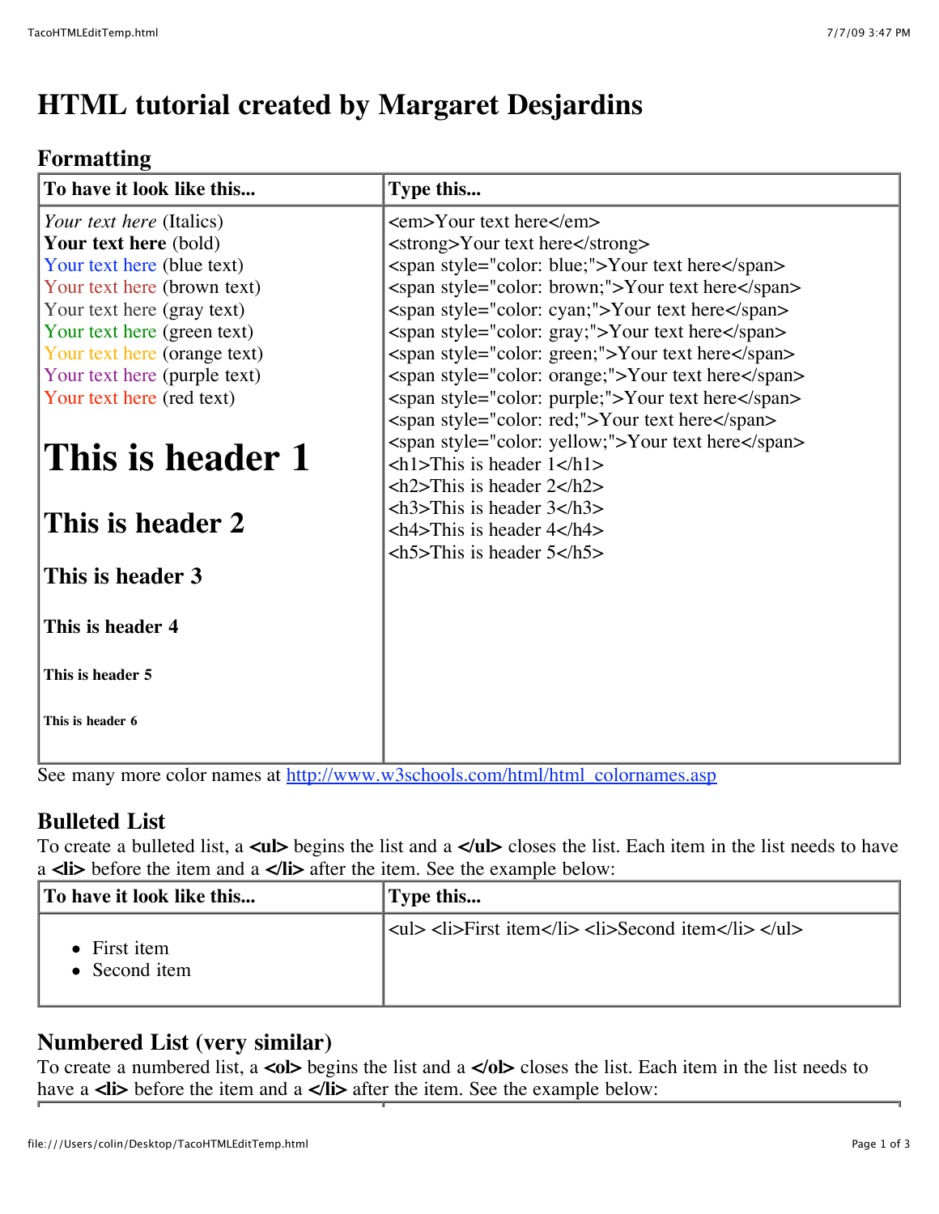# HTML tutorial created by Margaret Desjardins

## Formatting

| To have it look like this... | Type this... |
|---|---|
| *Your text here* (Italics)<br>**Your text here** (bold)<br>Your text here (blue text)<br>Your text here (brown text)<br>Your text here (gray text)<br>Your text here (green text)<br>Your text here (orange text)<br>Your text here (purple text)<br>Your text here (red text)<br><br># This is header 1<br>## This is header 2<br>### This is header 3<br>#### This is header 4<br>##### This is header 5<br>###### This is header 6 | &lt;em&gt;Your text here&lt;/em&gt;<br>&lt;strong&gt;Your text here&lt;/strong&gt;<br>&lt;span style="color: blue;"&gt;Your text here&lt;/span&gt;<br>&lt;span style="color: brown;"&gt;Your text here&lt;/span&gt;<br>&lt;span style="color: cyan;"&gt;Your text here&lt;/span&gt;<br>&lt;span style="color: gray;"&gt;Your text here&lt;/span&gt;<br>&lt;span style="color: green;"&gt;Your text here&lt;/span&gt;<br>&lt;span style="color: orange;"&gt;Your text here&lt;/span&gt;<br>&lt;span style="color: purple;"&gt;Your text here&lt;/span&gt;<br>&lt;span style="color: red;"&gt;Your text here&lt;/span&gt;<br>&lt;span style="color: yellow;"&gt;Your text here&lt;/span&gt;<br>&lt;h1&gt;This is header 1&lt;/h1&gt;<br>&lt;h2&gt;This is header 2&lt;/h2&gt;<br>&lt;h3&gt;This is header 3&lt;/h3&gt;<br>&lt;h4&gt;This is header 4&lt;/h4&gt;<br>&lt;h5&gt;This is header 5&lt;/h5&gt; |

See many more color names at [http://www.w3schools.com/html/html_colornames.asp](http://www.w3schools.com/html/html_colornames.asp)

## Bulleted List

To create a bulleted list, a **<ul>** begins the list and a **</ul>** closes the list. Each item in the list needs to have a **<li>** before the item and a **</li>** after the item. See the example below:

| To have it look like this... | Type this... |
|---|---|
| • First item<br>• Second item | &lt;ul&gt; &lt;li&gt;First item&lt;/li&gt; &lt;li&gt;Second item&lt;/li&gt; &lt;/ul&gt; |

## Numbered List (very similar)

To create a numbered list, a **<ol>** begins the list and a **</ol>** closes the list. Each item in the list needs to have a **<li>** before the item and a **</li>** after the item. See the example below: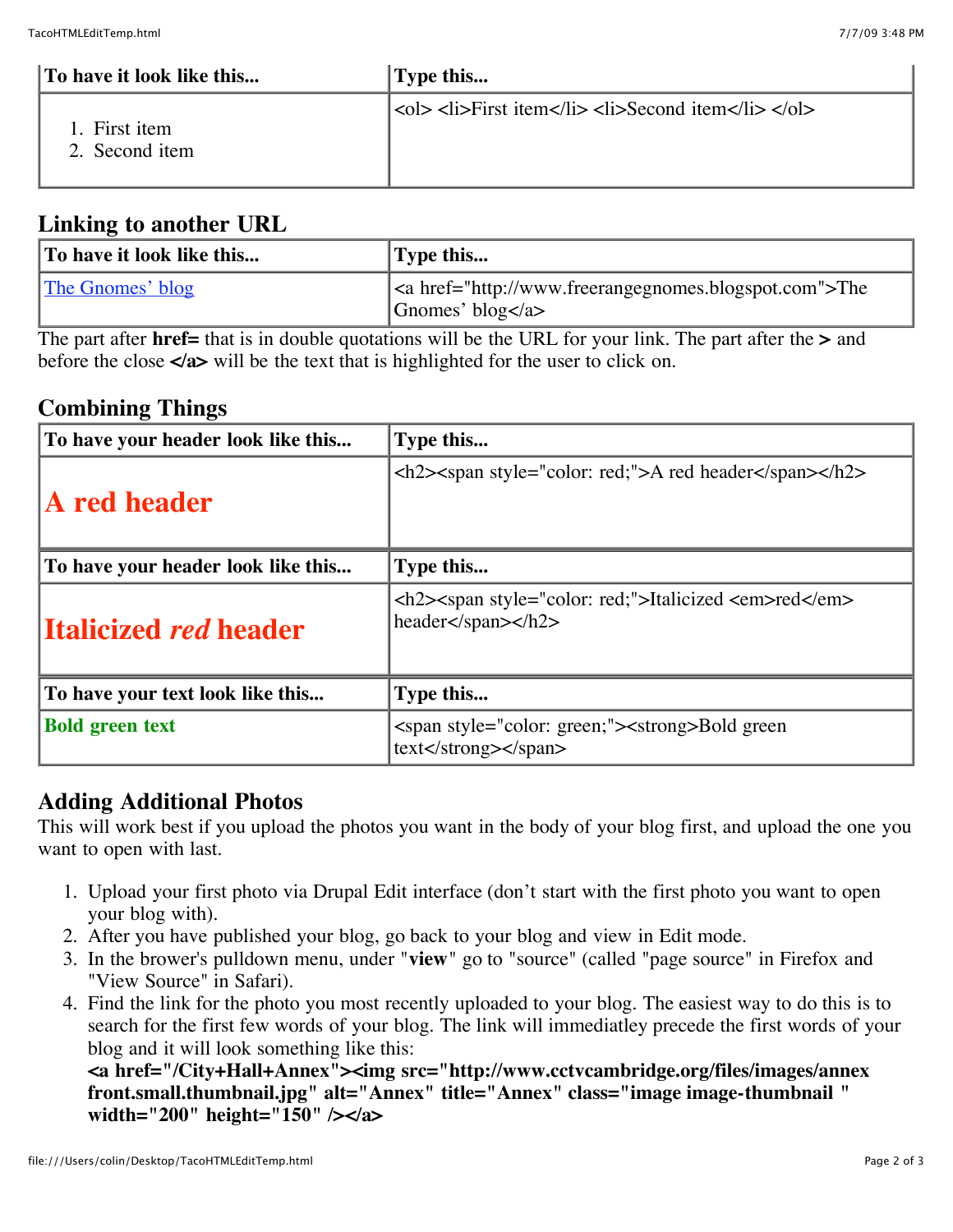| To have it look like this... | Type this... |
|---|---|
| 1. First item 2. Second item | <ol> <li>First item</li> <li>Second item</li> </ol> |

## Linking to another URL

| To have it look like this... | Type this... |
|---|---|
| The Gnomes' blog | <a href="http://www.freerangegnomes.blogspot.com">The Gnomes' blog</a> |

The part after **href=** that is in double quotations will be the URL for your link. The part after the **>** and before the close **</a>** will be the text that is highlighted for the user to click on.

## Combining Things

| To have your header look like this... | Type this... |
|---|---|
| **A red header** | <h2><span style="color: red;">A red header</span></h2> |
| **To have your header look like this...** | **Type this...** |
| **Italicized *red* header** | <h2><span style="color: red;">Italicized <em>red</em> header</span></h2> |
| **To have your text look like this...** | **Type this...** |
| **Bold green text** | <span style="color: green;"><strong>Bold green text</strong></span> |

## Adding Additional Photos

This will work best if you upload the photos you want in the body of your blog first, and upload the one you want to open with last.

1. Upload your first photo via Drupal Edit interface (don't start with the first photo you want to open your blog with).
2. After you have published your blog, go back to your blog and view in Edit mode.
3. In the brower's pulldown menu, under "**view**" go to "source" (called "page source" in Firefox and "View Source" in Safari).
4. Find the link for the photo you most recently uploaded to your blog. The easiest way to do this is to search for the first few words of your blog. The link will immediatley precede the first words of your blog and it will look something like this:
   **<a href="/City+Hall+Annex"><img src="http://www.cctvcambridge.org/files/images/annex front.small.thumbnail.jpg" alt="Annex" title="Annex" class="image image-thumbnail " width="200" height="150" /></a>**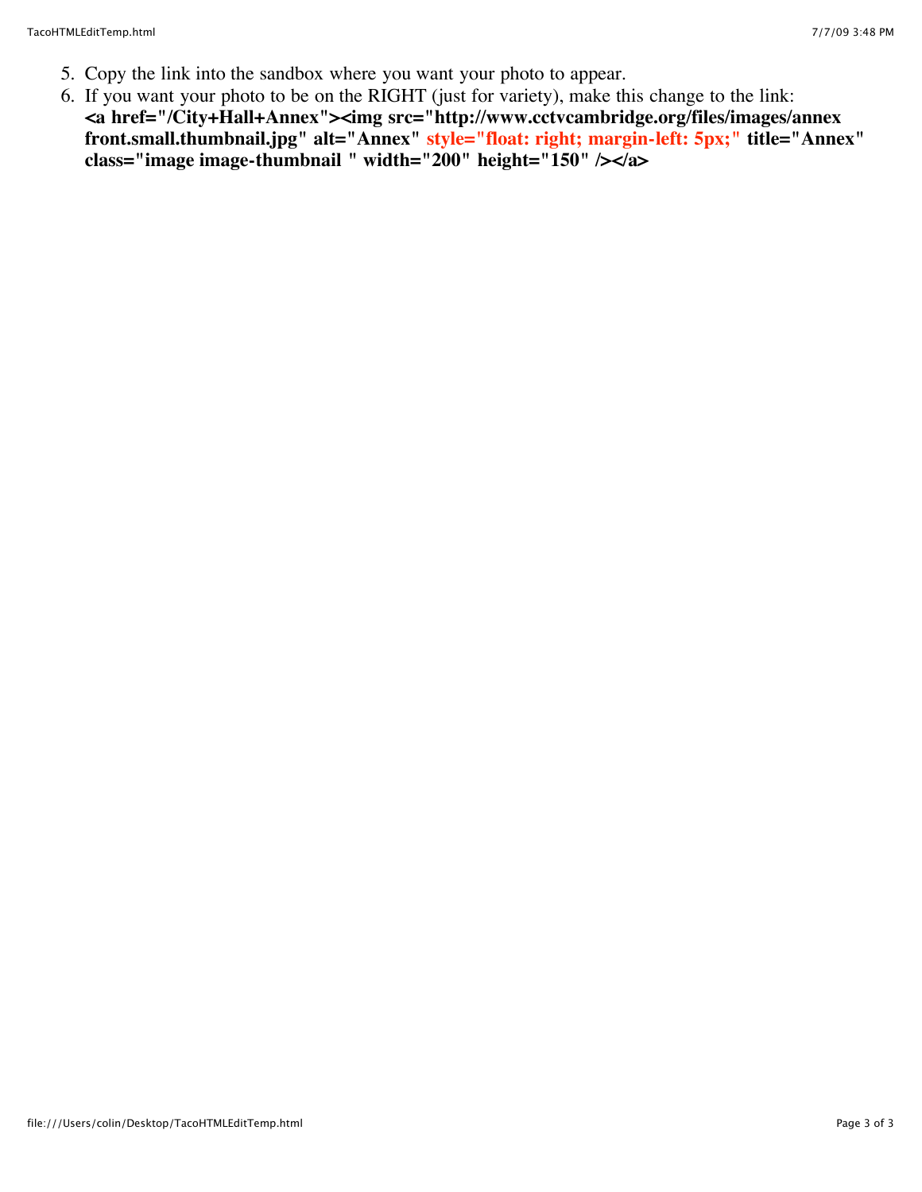5. Copy the link into the sandbox where you want your photo to appear.
6. If you want your photo to be on the RIGHT (just for variety), make this change to the link:
   **<a href="/City+Hall+Annex"><img src="http://www.cctvcambridge.org/files/images/annex front.small.thumbnail.jpg" alt="Annex" style="float: right; margin-left: 5px;" title="Annex" class="image image-thumbnail " width="200" height="150" /></a>**